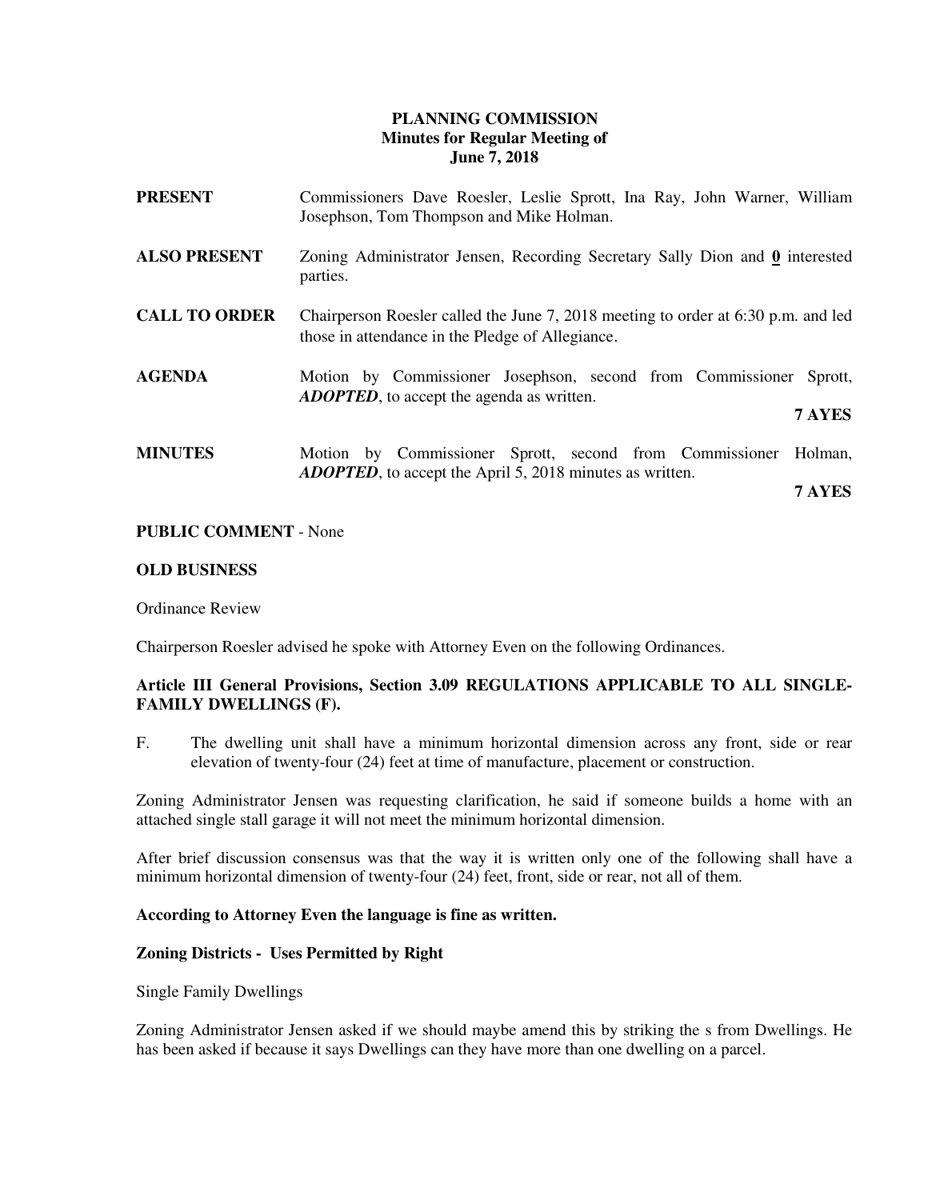# PLANNING COMMISSION
## Minutes for Regular Meeting of
## June 7, 2018

**PRESENT** Commissioners Dave Roesler, Leslie Sprott, Ina Ray, John Warner, William Josephson, Tom Thompson and Mike Holman.

**ALSO PRESENT** Zoning Administrator Jensen, Recording Secretary Sally Dion and **0** interested parties.

**CALL TO ORDER** Chairperson Roesler called the June 7, 2018 meeting to order at 6:30 p.m. and led those in attendance in the Pledge of Allegiance.

**AGENDA** Motion by Commissioner Josephson, second from Commissioner Sprott, ***ADOPTED***, to accept the agenda as written.

**7 AYES**

**MINUTES** Motion by Commissioner Sprott, second from Commissioner Holman, ***ADOPTED***, to accept the April 5, 2018 minutes as written.

**7 AYES**

**PUBLIC COMMENT** - None

**OLD BUSINESS**

Ordinance Review

Chairperson Roesler advised he spoke with Attorney Even on the following Ordinances.

**Article III General Provisions, Section 3.09 REGULATIONS APPLICABLE TO ALL SINGLE-FAMILY DWELLINGS (F).**

F. The dwelling unit shall have a minimum horizontal dimension across any front, side or rear elevation of twenty-four (24) feet at time of manufacture, placement or construction.

Zoning Administrator Jensen was requesting clarification, he said if someone builds a home with an attached single stall garage it will not meet the minimum horizontal dimension.

After brief discussion consensus was that the way it is written only one of the following shall have a minimum horizontal dimension of twenty-four (24) feet, front, side or rear, not all of them.

**According to Attorney Even the language is fine as written.**

**Zoning Districts - Uses Permitted by Right**

Single Family Dwellings

Zoning Administrator Jensen asked if we should maybe amend this by striking the s from Dwellings. He has been asked if because it says Dwellings can they have more than one dwelling on a parcel.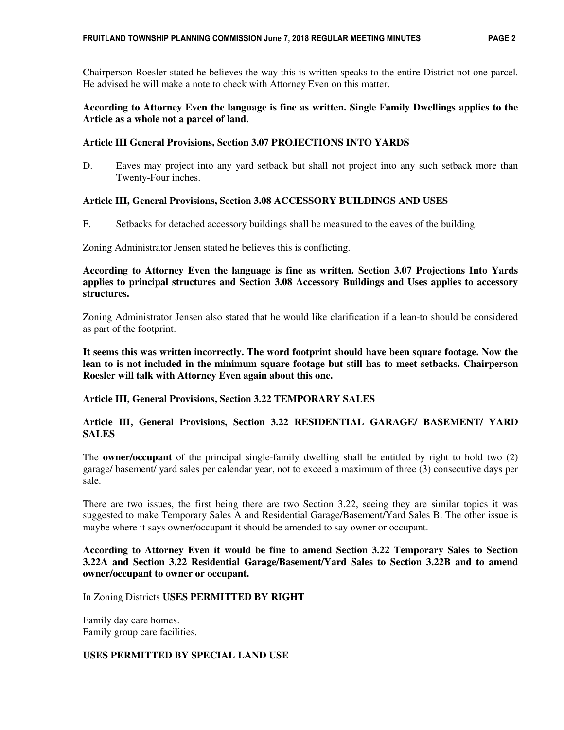Chairperson Roesler stated he believes the way this is written speaks to the entire District not one parcel. He advised he will make a note to check with Attorney Even on this matter.

**According to Attorney Even the language is fine as written. Single Family Dwellings applies to the Article as a whole not a parcel of land.**

**Article III General Provisions, Section 3.07 PROJECTIONS INTO YARDS**

D. Eaves may project into any yard setback but shall not project into any such setback more than Twenty-Four inches.

**Article III, General Provisions, Section 3.08 ACCESSORY BUILDINGS AND USES**

F. Setbacks for detached accessory buildings shall be measured to the eaves of the building.

Zoning Administrator Jensen stated he believes this is conflicting.

**According to Attorney Even the language is fine as written. Section 3.07 Projections Into Yards applies to principal structures and Section 3.08 Accessory Buildings and Uses applies to accessory structures.**

Zoning Administrator Jensen also stated that he would like clarification if a lean-to should be considered as part of the footprint.

**It seems this was written incorrectly. The word footprint should have been square footage. Now the lean to is not included in the minimum square footage but still has to meet setbacks. Chairperson Roesler will talk with Attorney Even again about this one.**

**Article III, General Provisions, Section 3.22 TEMPORARY SALES**

**Article III, General Provisions, Section 3.22 RESIDENTIAL GARAGE/ BASEMENT/ YARD SALES**

The **owner/occupant** of the principal single-family dwelling shall be entitled by right to hold two (2) garage/ basement/ yard sales per calendar year, not to exceed a maximum of three (3) consecutive days per sale.

There are two issues, the first being there are two Section 3.22, seeing they are similar topics it was suggested to make Temporary Sales A and Residential Garage/Basement/Yard Sales B. The other issue is maybe where it says owner/occupant it should be amended to say owner or occupant.

**According to Attorney Even it would be fine to amend Section 3.22 Temporary Sales to Section 3.22A and Section 3.22 Residential Garage/Basement/Yard Sales to Section 3.22B and to amend owner/occupant to owner or occupant.**

In Zoning Districts **USES PERMITTED BY RIGHT**

Family day care homes.
Family group care facilities.

**USES PERMITTED BY SPECIAL LAND USE**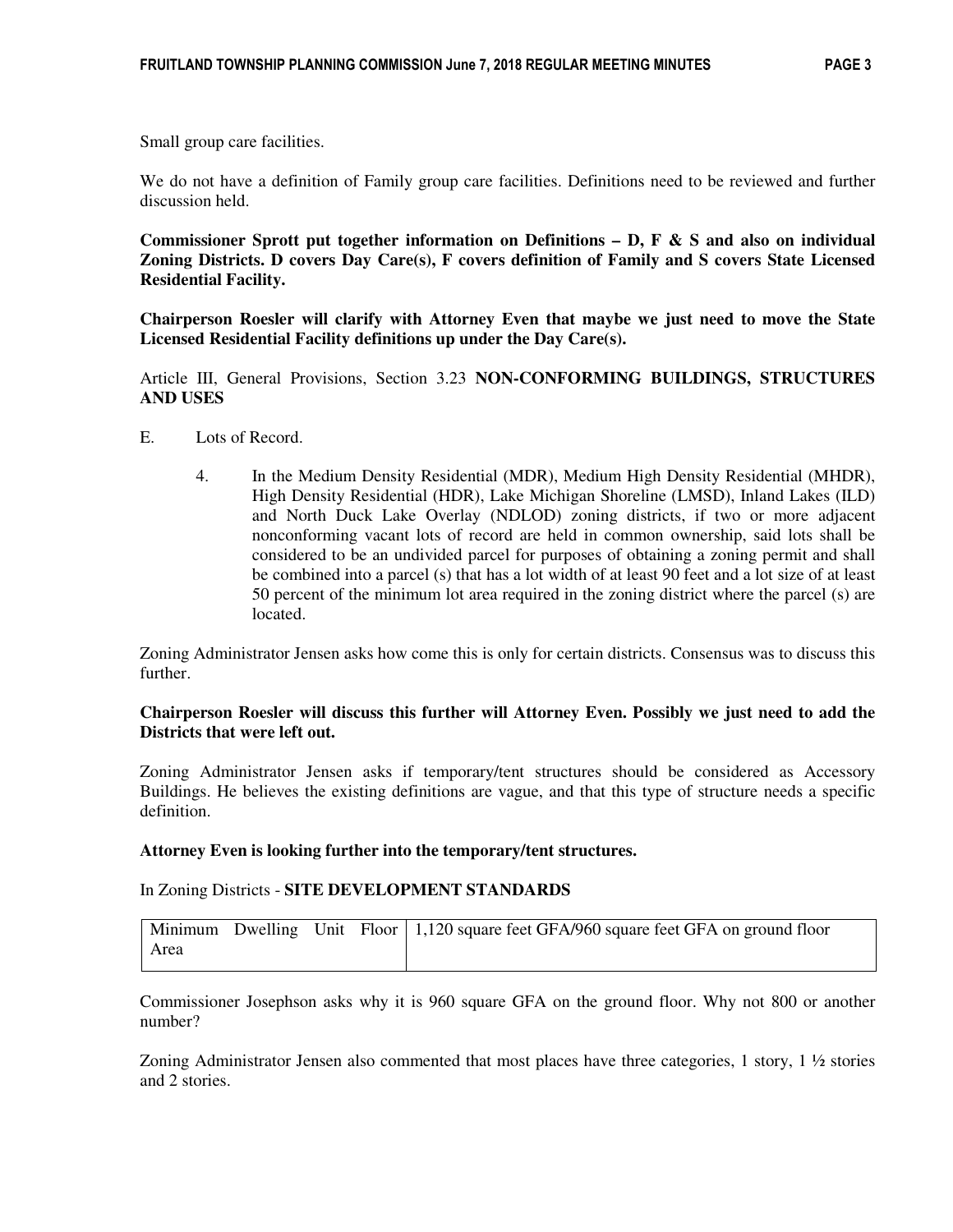Small group care facilities.

We do not have a definition of Family group care facilities. Definitions need to be reviewed and further discussion held.

**Commissioner Sprott put together information on Definitions – D, F & S and also on individual Zoning Districts. D covers Day Care(s), F covers definition of Family and S covers State Licensed Residential Facility.**

**Chairperson Roesler will clarify with Attorney Even that maybe we just need to move the State Licensed Residential Facility definitions up under the Day Care(s).**

Article III, General Provisions, Section 3.23 **NON-CONFORMING BUILDINGS, STRUCTURES AND USES**

E. Lots of Record.

4. In the Medium Density Residential (MDR), Medium High Density Residential (MHDR), High Density Residential (HDR), Lake Michigan Shoreline (LMSD), Inland Lakes (ILD) and North Duck Lake Overlay (NDLOD) zoning districts, if two or more adjacent nonconforming vacant lots of record are held in common ownership, said lots shall be considered to be an undivided parcel for purposes of obtaining a zoning permit and shall be combined into a parcel (s) that has a lot width of at least 90 feet and a lot size of at least 50 percent of the minimum lot area required in the zoning district where the parcel (s) are located.

Zoning Administrator Jensen asks how come this is only for certain districts. Consensus was to discuss this further.

**Chairperson Roesler will discuss this further will Attorney Even. Possibly we just need to add the Districts that were left out.**

Zoning Administrator Jensen asks if temporary/tent structures should be considered as Accessory Buildings. He believes the existing definitions are vague, and that this type of structure needs a specific definition.

**Attorney Even is looking further into the temporary/tent structures.**

In Zoning Districts - **SITE DEVELOPMENT STANDARDS**

| Minimum Dwelling Unit Floor Area | 1,120 square feet GFA/960 square feet GFA on ground floor |
|---|---|

Commissioner Josephson asks why it is 960 square GFA on the ground floor. Why not 800 or another number?

Zoning Administrator Jensen also commented that most places have three categories, 1 story, 1 ½ stories and 2 stories.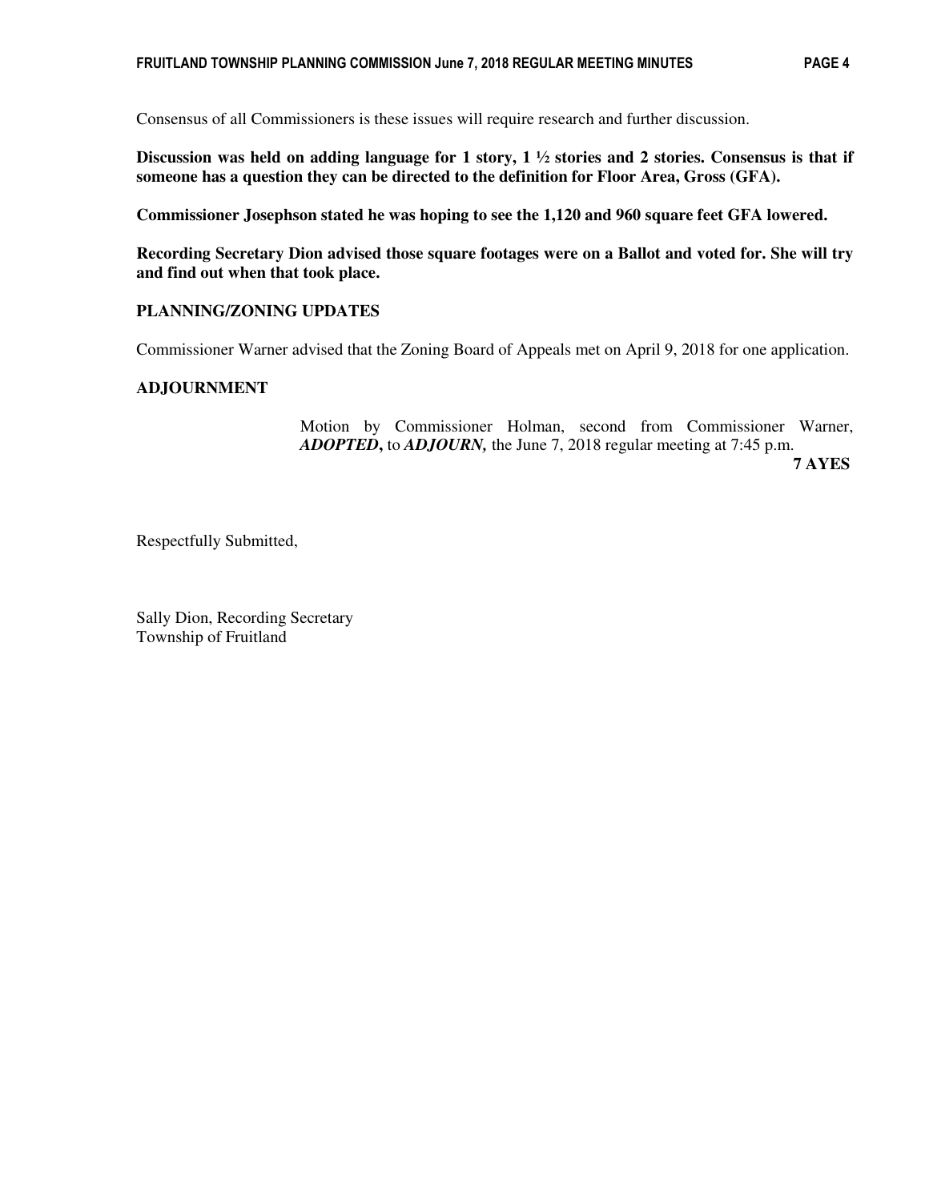Consensus of all Commissioners is these issues will require research and further discussion.

**Discussion was held on adding language for 1 story, 1 ½ stories and 2 stories. Consensus is that if someone has a question they can be directed to the definition for Floor Area, Gross (GFA).**

**Commissioner Josephson stated he was hoping to see the 1,120 and 960 square feet GFA lowered.**

**Recording Secretary Dion advised those square footages were on a Ballot and voted for. She will try and find out when that took place.**

## PLANNING/ZONING UPDATES

Commissioner Warner advised that the Zoning Board of Appeals met on April 9, 2018 for one application.

## ADJOURNMENT

Motion by Commissioner Holman, second from Commissioner Warner, ***ADOPTED***, to ***ADJOURN,*** the June 7, 2018 regular meeting at 7:45 p.m.

**7 AYES**

Respectfully Submitted,

Sally Dion, Recording Secretary
Township of Fruitland